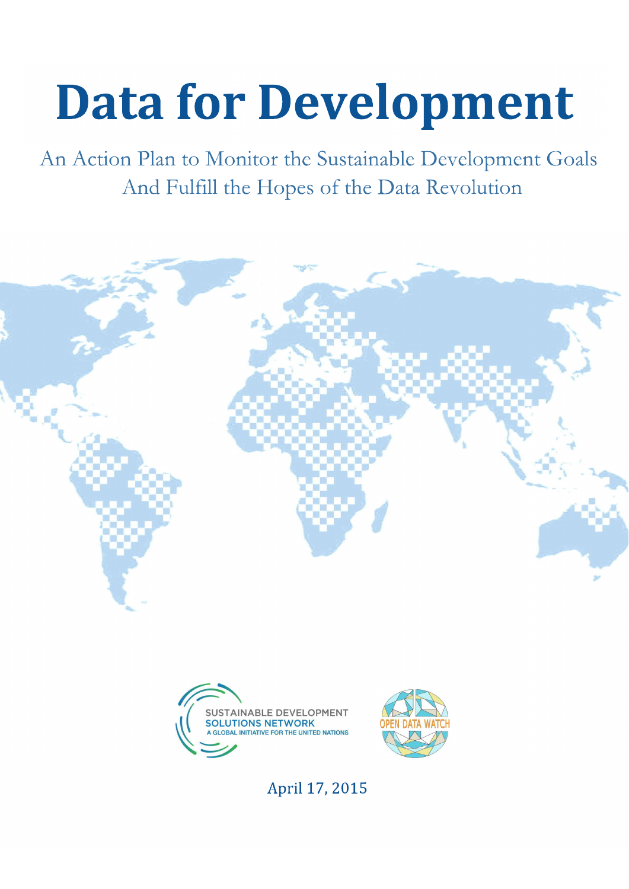# Data for Development

An Action Plan to Monitor the Sustainable Development Goals
And Fulfill the Hopes of the Data Revolution

SUSTAINABLE DEVELOPMENT
SOLUTIONS NETWORK
A GLOBAL INITIATIVE FOR THE UNITED NATIONS

OPEN DATA WATCH

April 17, 2015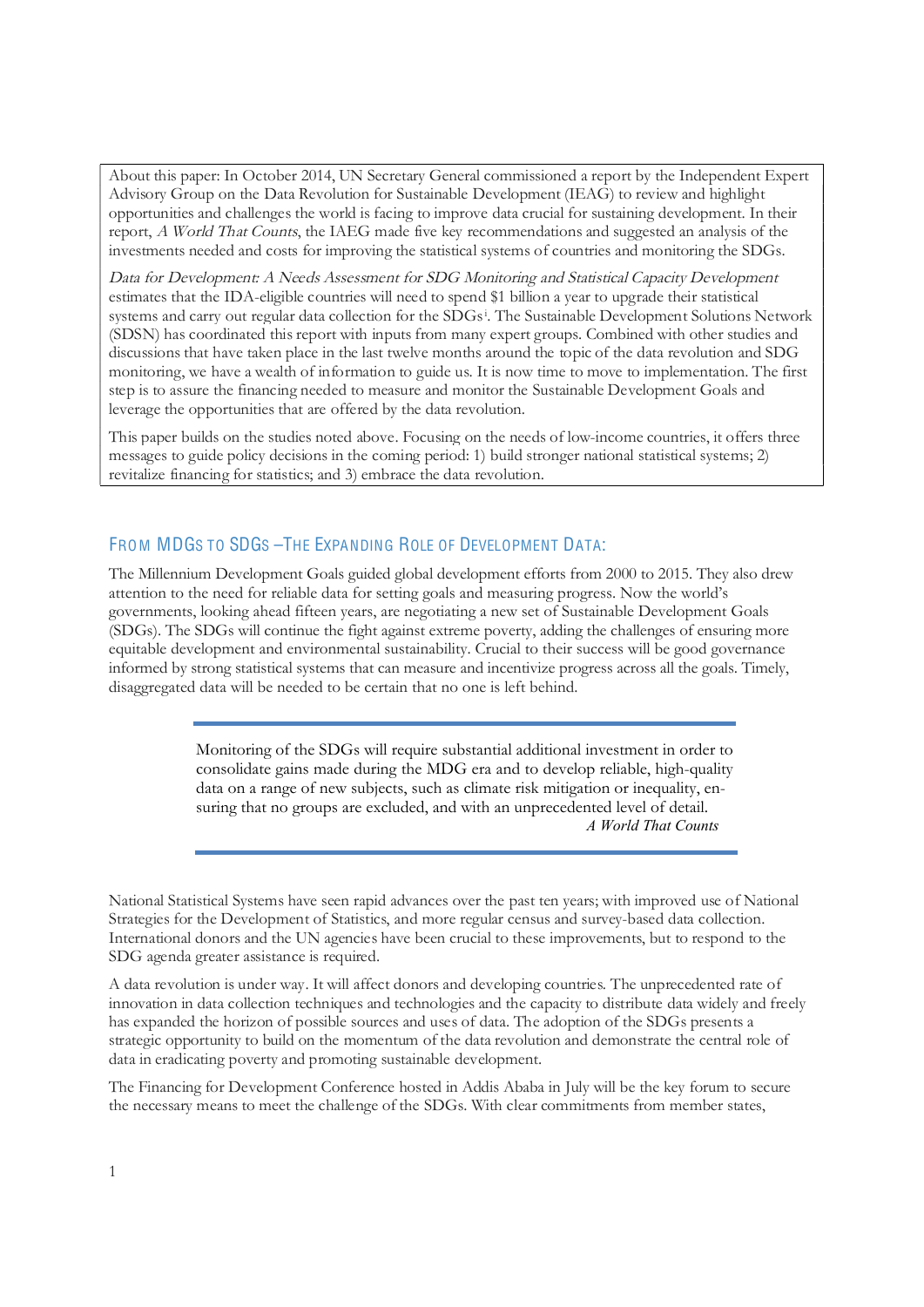About this paper: In October 2014, UN Secretary General commissioned a report by the Independent Expert Advisory Group on the Data Revolution for Sustainable Development (IEAG) to review and highlight opportunities and challenges the world is facing to improve data crucial for sustaining development. In their report, *A World That Counts*, the IAEG made five key recommendations and suggested an analysis of the investments needed and costs for improving the statistical systems of countries and monitoring the SDGs.

*Data for Development: A Needs Assessment for SDG Monitoring and Statistical Capacity Development* estimates that the IDA-eligible countries will need to spend $1 billion a year to upgrade their statistical systems and carry out regular data collection for the SDGs[i]. The Sustainable Development Solutions Network (SDSN) has coordinated this report with inputs from many expert groups. Combined with other studies and discussions that have taken place in the last twelve months around the topic of the data revolution and SDG monitoring, we have a wealth of information to guide us. It is now time to move to implementation. The first step is to assure the financing needed to measure and monitor the Sustainable Development Goals and leverage the opportunities that are offered by the data revolution.

This paper builds on the studies noted above. Focusing on the needs of low-income countries, it offers three messages to guide policy decisions in the coming period: 1) build stronger national statistical systems; 2) revitalize financing for statistics; and 3) embrace the data revolution.

## From MDGs to SDGs – The Expanding Role of Development Data:

The Millennium Development Goals guided global development efforts from 2000 to 2015. They also drew attention to the need for reliable data for setting goals and measuring progress. Now the world's governments, looking ahead fifteen years, are negotiating a new set of Sustainable Development Goals (SDGs). The SDGs will continue the fight against extreme poverty, adding the challenges of ensuring more equitable development and environmental sustainability. Crucial to their success will be good governance informed by strong statistical systems that can measure and incentivize progress across all the goals. Timely, disaggregated data will be needed to be certain that no one is left behind.

> Monitoring of the SDGs will require substantial additional investment in order to consolidate gains made during the MDG era and to develop reliable, high-quality data on a range of new subjects, such as climate risk mitigation or inequality, ensuring that no groups are excluded, and with an unprecedented level of detail.
>
> *A World That Counts*

National Statistical Systems have seen rapid advances over the past ten years; with improved use of National Strategies for the Development of Statistics, and more regular census and survey-based data collection. International donors and the UN agencies have been crucial to these improvements, but to respond to the SDG agenda greater assistance is required.

A data revolution is under way. It will affect donors and developing countries. The unprecedented rate of innovation in data collection techniques and technologies and the capacity to distribute data widely and freely has expanded the horizon of possible sources and uses of data. The adoption of the SDGs presents a strategic opportunity to build on the momentum of the data revolution and demonstrate the central role of data in eradicating poverty and promoting sustainable development.

The Financing for Development Conference hosted in Addis Ababa in July will be the key forum to secure the necessary means to meet the challenge of the SDGs. With clear commitments from member states,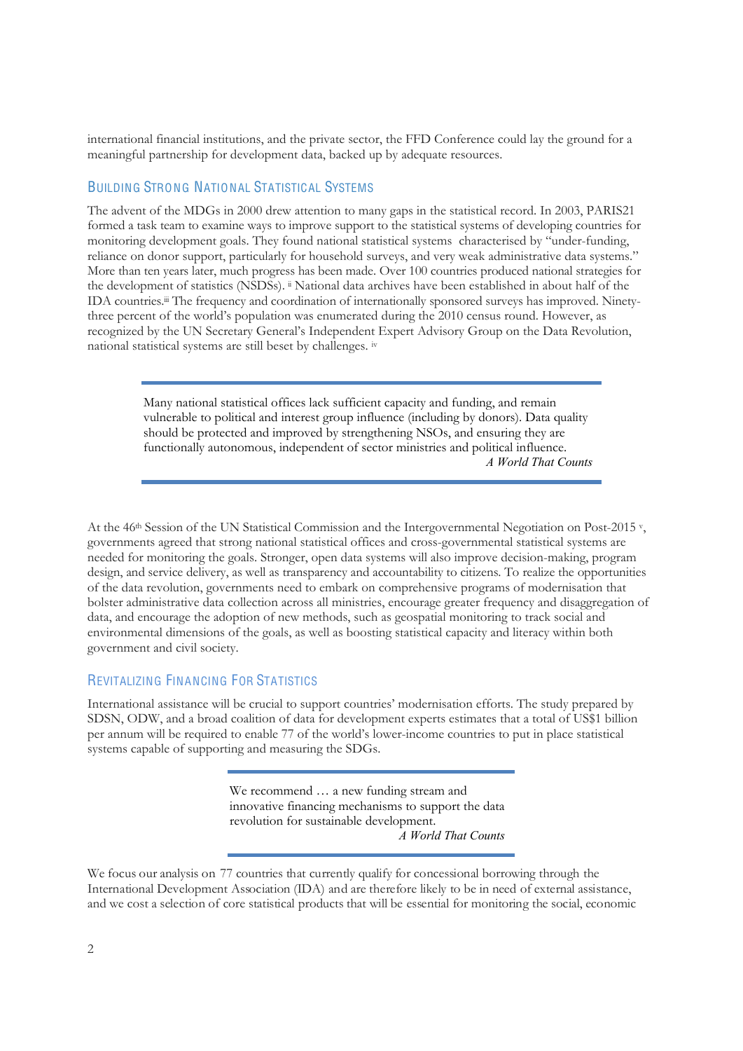international financial institutions, and the private sector, the FFD Conference could lay the ground for a meaningful partnership for development data, backed up by adequate resources.

## Building Strong National Statistical Systems

The advent of the MDGs in 2000 drew attention to many gaps in the statistical record. In 2003, PARIS21 formed a task team to examine ways to improve support to the statistical systems of developing countries for monitoring development goals. They found national statistical systems characterised by "under-funding, reliance on donor support, particularly for household surveys, and very weak administrative data systems." More than ten years later, much progress has been made. Over 100 countries produced national strategies for the development of statistics (NSDSs). [ii] National data archives have been established in about half of the IDA countries.[iii] The frequency and coordination of internationally sponsored surveys has improved. Ninety-three percent of the world's population was enumerated during the 2010 census round. However, as recognized by the UN Secretary General's Independent Expert Advisory Group on the Data Revolution, national statistical systems are still beset by challenges. [iv]

> Many national statistical offices lack sufficient capacity and funding, and remain vulnerable to political and interest group influence (including by donors). Data quality should be protected and improved by strengthening NSOs, and ensuring they are functionally autonomous, independent of sector ministries and political influence.
>
> *A World That Counts*

At the 46th Session of the UN Statistical Commission and the Intergovernmental Negotiation on Post-2015 [v], governments agreed that strong national statistical offices and cross-governmental statistical systems are needed for monitoring the goals. Stronger, open data systems will also improve decision-making, program design, and service delivery, as well as transparency and accountability to citizens. To realize the opportunities of the data revolution, governments need to embark on comprehensive programs of modernisation that bolster administrative data collection across all ministries, encourage greater frequency and disaggregation of data, and encourage the adoption of new methods, such as geospatial monitoring to track social and environmental dimensions of the goals, as well as boosting statistical capacity and literacy within both government and civil society.

## Revitalizing Financing For Statistics

International assistance will be crucial to support countries' modernisation efforts. The study prepared by SDSN, ODW, and a broad coalition of data for development experts estimates that a total of US$1 billion per annum will be required to enable 77 of the world's lower-income countries to put in place statistical systems capable of supporting and measuring the SDGs.

> We recommend … a new funding stream and innovative financing mechanisms to support the data revolution for sustainable development.
>
> *A World That Counts*

We focus our analysis on 77 countries that currently qualify for concessional borrowing through the International Development Association (IDA) and are therefore likely to be in need of external assistance, and we cost a selection of core statistical products that will be essential for monitoring the social, economic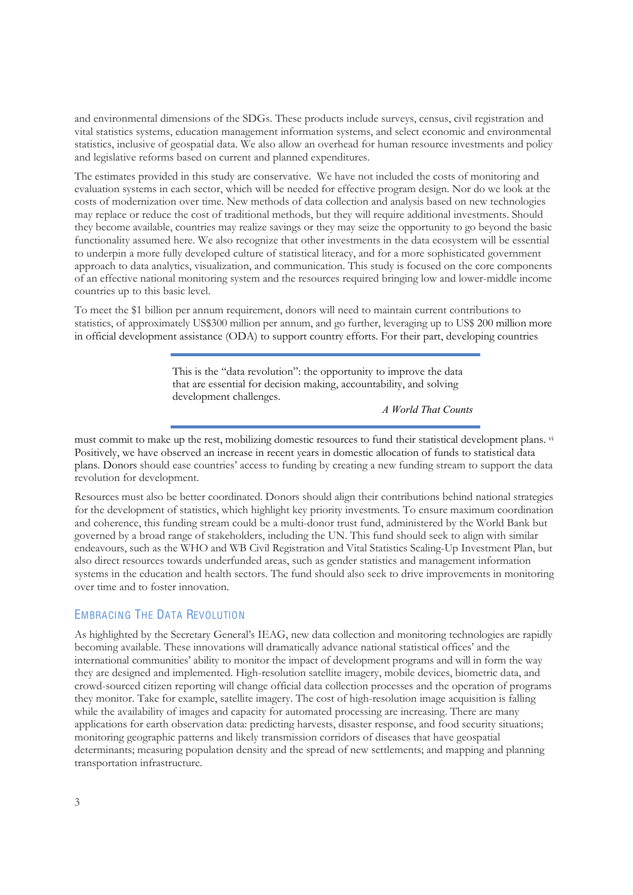and environmental dimensions of the SDGs. These products include surveys, census, civil registration and vital statistics systems, education management information systems, and select economic and environmental statistics, inclusive of geospatial data. We also allow an overhead for human resource investments and policy and legislative reforms based on current and planned expenditures.

The estimates provided in this study are conservative. We have not included the costs of monitoring and evaluation systems in each sector, which will be needed for effective program design. Nor do we look at the costs of modernization over time. New methods of data collection and analysis based on new technologies may replace or reduce the cost of traditional methods, but they will require additional investments. Should they become available, countries may realize savings or they may seize the opportunity to go beyond the basic functionality assumed here. We also recognize that other investments in the data ecosystem will be essential to underpin a more fully developed culture of statistical literacy, and for a more sophisticated government approach to data analytics, visualization, and communication. This study is focused on the core components of an effective national monitoring system and the resources required bringing low and lower-middle income countries up to this basic level.

To meet the $1 billion per annum requirement, donors will need to maintain current contributions to statistics, of approximately US$300 million per annum, and go further, leveraging up to US$ 200 million more in official development assistance (ODA) to support country efforts. For their part, developing countries must commit to make up the rest, mobilizing domestic resources to fund their statistical development plans. [vi] Positively, we have observed an increase in recent years in domestic allocation of funds to statistical data plans. Donors should ease countries' access to funding by creating a new funding stream to support the data revolution for development.

> This is the "data revolution": the opportunity to improve the data that are essential for decision making, accountability, and solving development challenges.
>
> *A World That Counts*

Resources must also be better coordinated. Donors should align their contributions behind national strategies for the development of statistics, which highlight key priority investments. To ensure maximum coordination and coherence, this funding stream could be a multi-donor trust fund, administered by the World Bank but governed by a broad range of stakeholders, including the UN. This fund should seek to align with similar endeavours, such as the WHO and WB Civil Registration and Vital Statistics Scaling-Up Investment Plan, but also direct resources towards underfunded areas, such as gender statistics and management information systems in the education and health sectors. The fund should also seek to drive improvements in monitoring over time and to foster innovation.

## Embracing The Data Revolution

As highlighted by the Secretary General's IEAG, new data collection and monitoring technologies are rapidly becoming available. These innovations will dramatically advance national statistical offices' and the international communities' ability to monitor the impact of development programs and will in form the way they are designed and implemented. High-resolution satellite imagery, mobile devices, biometric data, and crowd-sourced citizen reporting will change official data collection processes and the operation of programs they monitor. Take for example, satellite imagery. The cost of high-resolution image acquisition is falling while the availability of images and capacity for automated processing are increasing. There are many applications for earth observation data: predicting harvests, disaster response, and food security situations; monitoring geographic patterns and likely transmission corridors of diseases that have geospatial determinants; measuring population density and the spread of new settlements; and mapping and planning transportation infrastructure.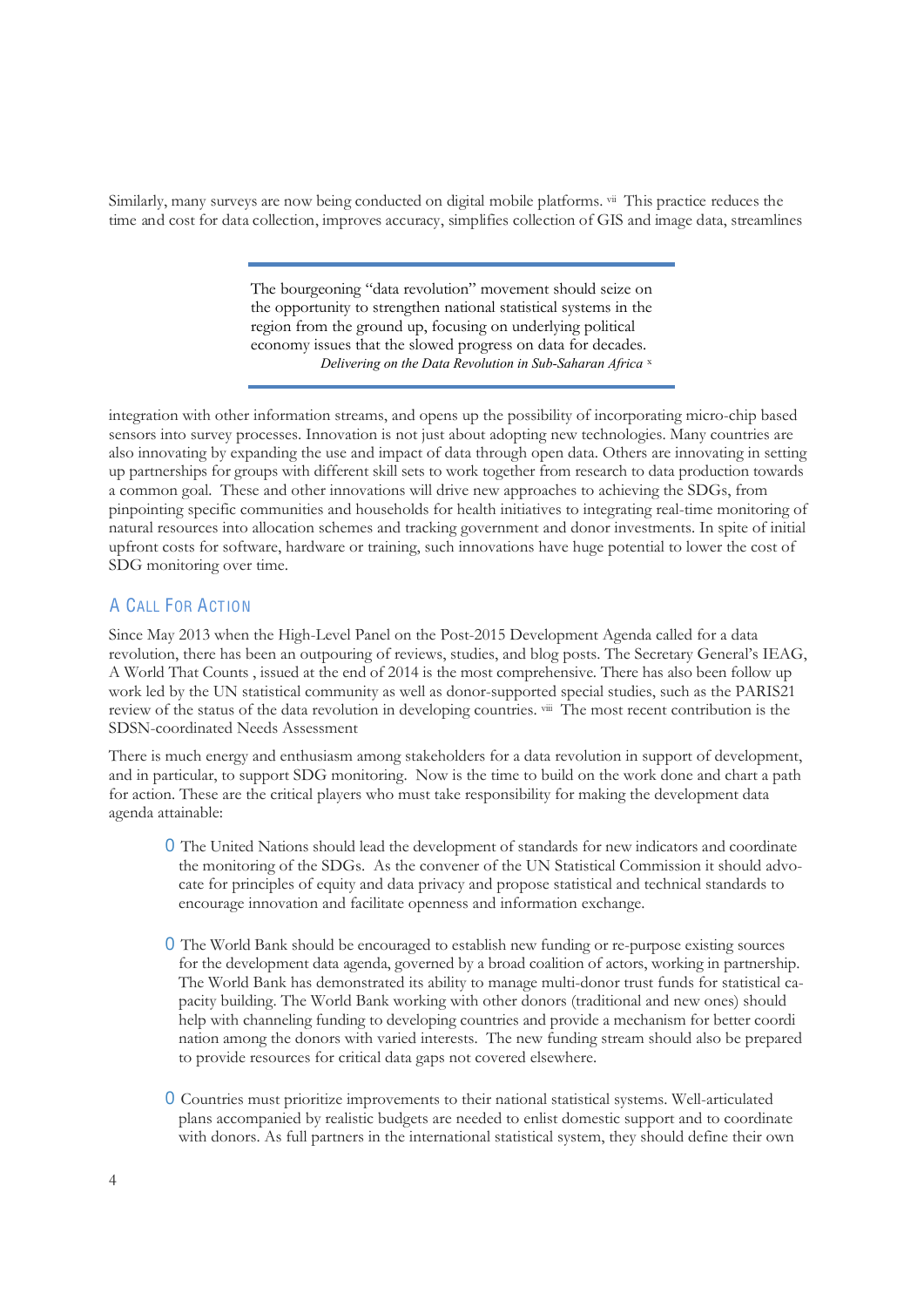Similarly, many surveys are now being conducted on digital mobile platforms. [vii] This practice reduces the time and cost for data collection, improves accuracy, simplifies collection of GIS and image data, streamlines integration with other information streams, and opens up the possibility of incorporating micro-chip based sensors into survey processes. Innovation is not just about adopting new technologies. Many countries are also innovating by expanding the use and impact of data through open data. Others are innovating in setting up partnerships for groups with different skill sets to work together from research to data production towards a common goal. These and other innovations will drive new approaches to achieving the SDGs, from pinpointing specific communities and households for health initiatives to integrating real-time monitoring of natural resources into allocation schemes and tracking government and donor investments. In spite of initial upfront costs for software, hardware or training, such innovations have huge potential to lower the cost of SDG monitoring over time.

> The bourgeoning "data revolution" movement should seize on the opportunity to strengthen national statistical systems in the region from the ground up, focusing on underlying political economy issues that the slowed progress on data for decades.
> *Delivering on the Data Revolution in Sub-Saharan Africa* [x]

## A Call For Action

Since May 2013 when the High-Level Panel on the Post-2015 Development Agenda called for a data revolution, there has been an outpouring of reviews, studies, and blog posts. The Secretary General's IEAG, A World That Counts , issued at the end of 2014 is the most comprehensive. There has also been follow up work led by the UN statistical community as well as donor-supported special studies, such as the PARIS21 review of the status of the data revolution in developing countries. [viii] The most recent contribution is the SDSN-coordinated Needs Assessment

There is much energy and enthusiasm among stakeholders for a data revolution in support of development, and in particular, to support SDG monitoring. Now is the time to build on the work done and chart a path for action. These are the critical players who must take responsibility for making the development data agenda attainable:

- The United Nations should lead the development of standards for new indicators and coordinate the monitoring of the SDGs. As the convener of the UN Statistical Commission it should advocate for principles of equity and data privacy and propose statistical and technical standards to encourage innovation and facilitate openness and information exchange.

- The World Bank should be encouraged to establish new funding or re-purpose existing sources for the development data agenda, governed by a broad coalition of actors, working in partnership. The World Bank has demonstrated its ability to manage multi-donor trust funds for statistical capacity building. The World Bank working with other donors (traditional and new ones) should help with channeling funding to developing countries and provide a mechanism for better coordination among the donors with varied interests. The new funding stream should also be prepared to provide resources for critical data gaps not covered elsewhere.

- Countries must prioritize improvements to their national statistical systems. Well-articulated plans accompanied by realistic budgets are needed to enlist domestic support and to coordinate with donors. As full partners in the international statistical system, they should define their own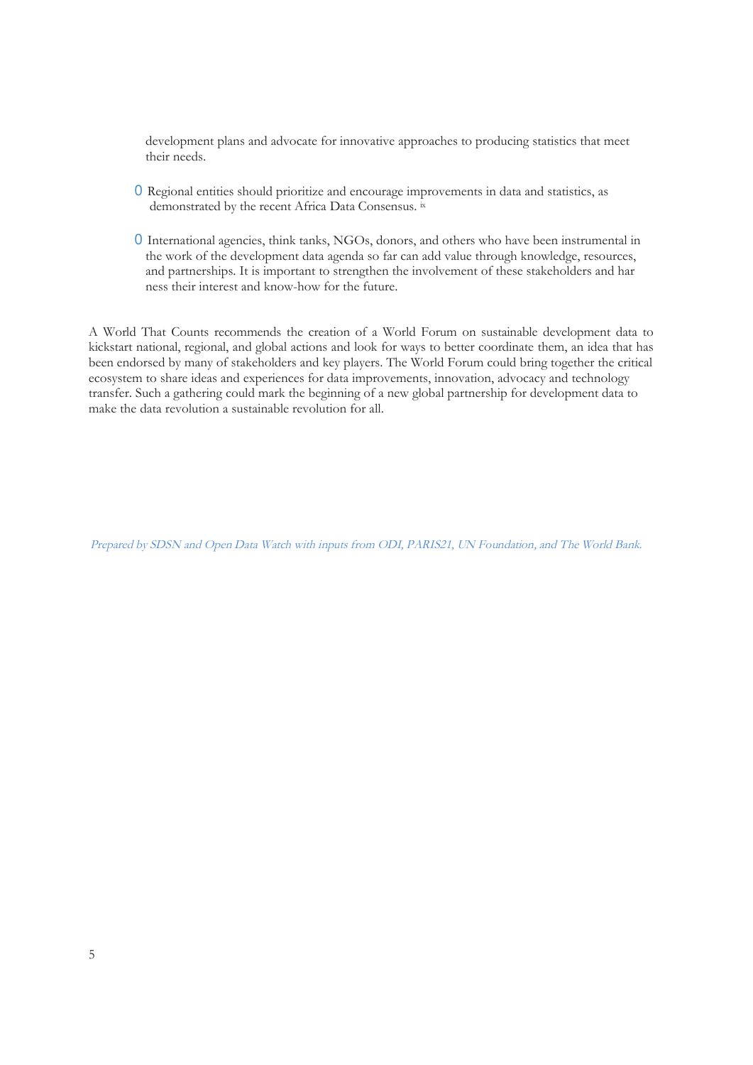development plans and advocate for innovative approaches to producing statistics that meet their needs.

- Regional entities should prioritize and encourage improvements in data and statistics, as demonstrated by the recent Africa Data Consensus. [ix]

- International agencies, think tanks, NGOs, donors, and others who have been instrumental in the work of the development data agenda so far can add value through knowledge, resources, and partnerships. It is important to strengthen the involvement of these stakeholders and harness their interest and know-how for the future.

A World That Counts recommends the creation of a World Forum on sustainable development data to kickstart national, regional, and global actions and look for ways to better coordinate them, an idea that has been endorsed by many of stakeholders and key players. The World Forum could bring together the critical ecosystem to share ideas and experiences for data improvements, innovation, advocacy and technology transfer. Such a gathering could mark the beginning of a new global partnership for development data to make the data revolution a sustainable revolution for all.

*Prepared by SDSN and Open Data Watch with inputs from ODI, PARIS21, UN Foundation, and The World Bank.*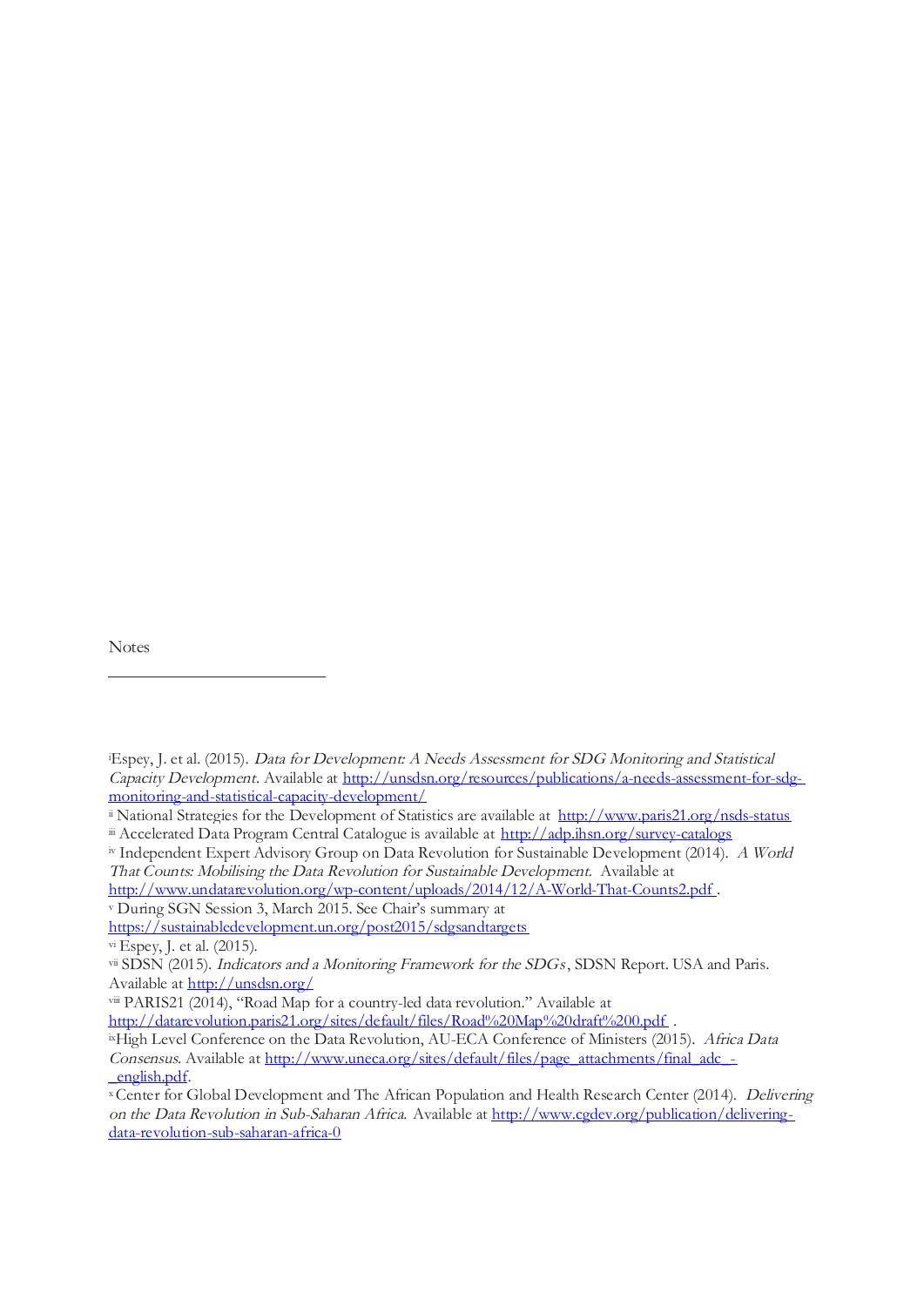Notes

---

[i] Espey, J. et al. (2015). *Data for Development: A Needs Assessment for SDG Monitoring and Statistical Capacity Development*. Available at http://unsdsn.org/resources/publications/a-needs-assessment-for-sdg-monitoring-and-statistical-capacity-development/

[ii] National Strategies for the Development of Statistics are available at http://www.paris21.org/nsds-status

[iii] Accelerated Data Program Central Catalogue is available at http://adp.ihsn.org/survey-catalogs

[iv] Independent Expert Advisory Group on Data Revolution for Sustainable Development (2014). *A World That Counts: Mobilising the Data Revolution for Sustainable Development.* Available at http://www.undatarevolution.org/wp-content/uploads/2014/12/A-World-That-Counts2.pdf .

[v] During SGN Session 3, March 2015. See Chair's summary at https://sustainabledevelopment.un.org/post2015/sdgsandtargets

[vi] Espey, J. et al. (2015).

[vii] SDSN (2015). *Indicators and a Monitoring Framework for the SDGs*, SDSN Report. USA and Paris. Available at http://unsdsn.org/

[viii] PARIS21 (2014), "Road Map for a country-led data revolution." Available at http://datarevolution.paris21.org/sites/default/files/Road%20Map%20draft%200.pdf .

[ix] High Level Conference on the Data Revolution, AU-ECA Conference of Ministers (2015). *Africa Data Consensus.* Available at http://www.uneca.org/sites/default/files/page_attachments/final_adc_-_english.pdf.

[x] Center for Global Development and The African Population and Health Research Center (2014). *Delivering on the Data Revolution in Sub-Saharan Africa.* Available at http://www.cgdev.org/publication/delivering-data-revolution-sub-saharan-africa-0